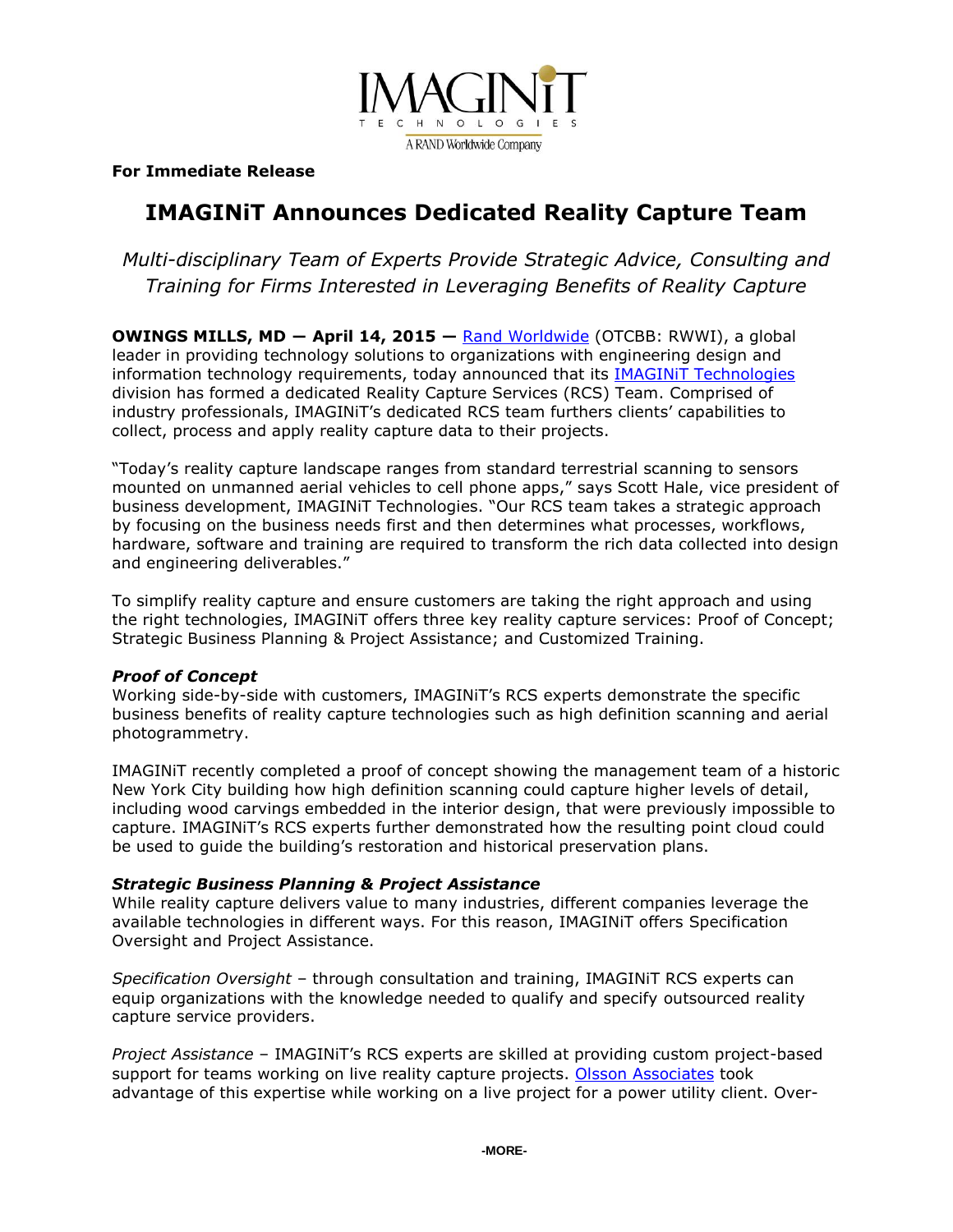IMAGINiT
TECHNOLOGIES
A RAND Worldwide Company

**For Immediate Release**

# IMAGINiT Announces Dedicated Reality Capture Team

*Multi-disciplinary Team of Experts Provide Strategic Advice, Consulting and Training for Firms Interested in Leveraging Benefits of Reality Capture*

**OWINGS MILLS, MD — April 14, 2015 —** Rand Worldwide (OTCBB: RWWI), a global leader in providing technology solutions to organizations with engineering design and information technology requirements, today announced that its IMAGINiT Technologies division has formed a dedicated Reality Capture Services (RCS) Team. Comprised of industry professionals, IMAGINiT's dedicated RCS team furthers clients' capabilities to collect, process and apply reality capture data to their projects.

"Today's reality capture landscape ranges from standard terrestrial scanning to sensors mounted on unmanned aerial vehicles to cell phone apps," says Scott Hale, vice president of business development, IMAGINiT Technologies. "Our RCS team takes a strategic approach by focusing on the business needs first and then determines what processes, workflows, hardware, software and training are required to transform the rich data collected into design and engineering deliverables."

To simplify reality capture and ensure customers are taking the right approach and using the right technologies, IMAGINiT offers three key reality capture services: Proof of Concept; Strategic Business Planning & Project Assistance; and Customized Training.

***Proof of Concept***
Working side-by-side with customers, IMAGINiT's RCS experts demonstrate the specific business benefits of reality capture technologies such as high definition scanning and aerial photogrammetry.

IMAGINiT recently completed a proof of concept showing the management team of a historic New York City building how high definition scanning could capture higher levels of detail, including wood carvings embedded in the interior design, that were previously impossible to capture. IMAGINiT's RCS experts further demonstrated how the resulting point cloud could be used to guide the building's restoration and historical preservation plans.

***Strategic Business Planning & Project Assistance***
While reality capture delivers value to many industries, different companies leverage the available technologies in different ways. For this reason, IMAGINiT offers Specification Oversight and Project Assistance.

*Specification Oversight* – through consultation and training, IMAGINiT RCS experts can equip organizations with the knowledge needed to qualify and specify outsourced reality capture service providers.

*Project Assistance* – IMAGINiT's RCS experts are skilled at providing custom project-based support for teams working on live reality capture projects. Olsson Associates took advantage of this expertise while working on a live project for a power utility client. Over-

-MORE-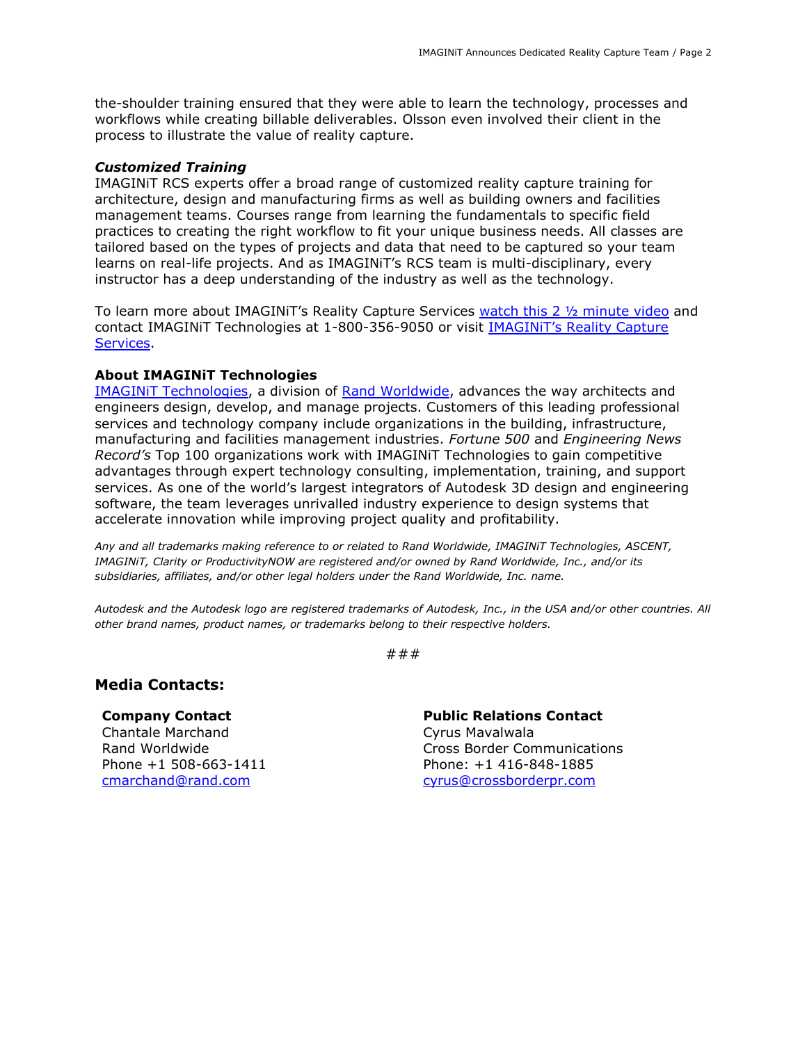the-shoulder training ensured that they were able to learn the technology, processes and workflows while creating billable deliverables. Olsson even involved their client in the process to illustrate the value of reality capture.

***Customized Training***

IMAGINiT RCS experts offer a broad range of customized reality capture training for architecture, design and manufacturing firms as well as building owners and facilities management teams. Courses range from learning the fundamentals to specific field practices to creating the right workflow to fit your unique business needs. All classes are tailored based on the types of projects and data that need to be captured so your team learns on real-life projects. And as IMAGINiT's RCS team is multi-disciplinary, every instructor has a deep understanding of the industry as well as the technology.

To learn more about IMAGINiT's Reality Capture Services watch this 2 ½ minute video and contact IMAGINiT Technologies at 1-800-356-9050 or visit IMAGINiT's Reality Capture Services.

**About IMAGINiT Technologies**

IMAGINiT Technologies, a division of Rand Worldwide, advances the way architects and engineers design, develop, and manage projects. Customers of this leading professional services and technology company include organizations in the building, infrastructure, manufacturing and facilities management industries. *Fortune 500* and *Engineering News Record's* Top 100 organizations work with IMAGINiT Technologies to gain competitive advantages through expert technology consulting, implementation, training, and support services. As one of the world's largest integrators of Autodesk 3D design and engineering software, the team leverages unrivalled industry experience to design systems that accelerate innovation while improving project quality and profitability.

*Any and all trademarks making reference to or related to Rand Worldwide, IMAGINiT Technologies, ASCENT, IMAGINiT, Clarity or ProductivityNOW are registered and/or owned by Rand Worldwide, Inc., and/or its subsidiaries, affiliates, and/or other legal holders under the Rand Worldwide, Inc. name.*

*Autodesk and the Autodesk logo are registered trademarks of Autodesk, Inc., in the USA and/or other countries. All other brand names, product names, or trademarks belong to their respective holders.*

###

## Media Contacts:

**Company Contact**
Chantale Marchand
Rand Worldwide
Phone +1 508-663-1411
cmarchand@rand.com

**Public Relations Contact**
Cyrus Mavalwala
Cross Border Communications
Phone: +1 416-848-1885
cyrus@crossborderpr.com